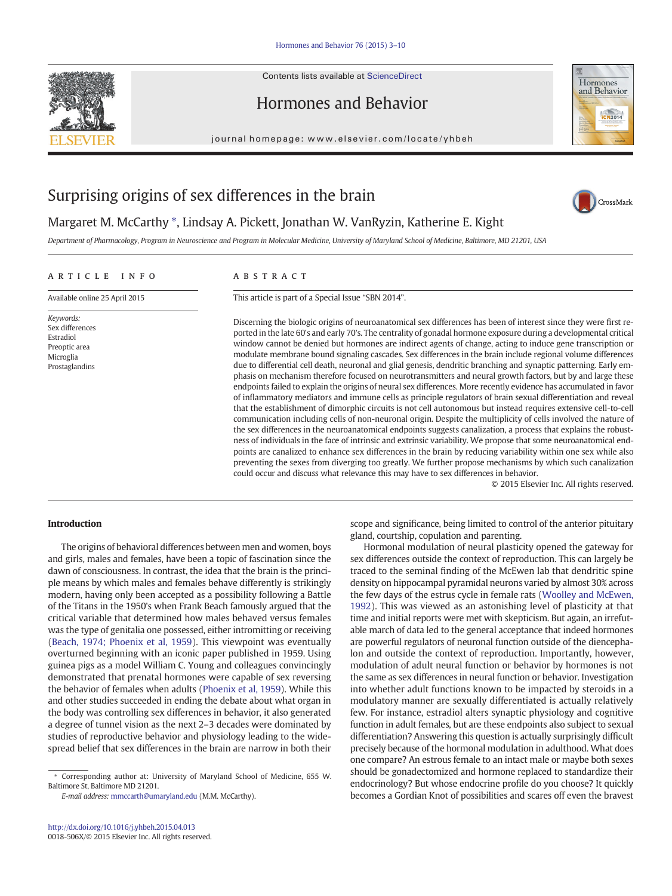# Surprising origins of sex differences in the brain

Margaret M. McCarthy *, Lindsay A. Pickett, Jonathan W. VanRyzin, Katherine E. Kight

*Department of Pharmacology, Program in Neuroscience and Program in Molecular Medicine, University of Maryland School of Medicine, Baltimore, MD 21201, USA*

## ARTICLE INFO

Available online 25 April 2015

*Keywords:*
Sex differences
Estradiol
Preoptic area
Microglia
Prostaglandins

## ABSTRACT

This article is part of a Special Issue "SBN 2014".

Discerning the biologic origins of neuroanatomical sex differences has been of interest since they were first reported in the late 60's and early 70's. The centrality of gonadal hormone exposure during a developmental critical window cannot be denied but hormones are indirect agents of change, acting to induce gene transcription or modulate membrane bound signaling cascades. Sex differences in the brain include regional volume differences due to differential cell death, neuronal and glial genesis, dendritic branching and synaptic patterning. Early emphasis on mechanism therefore focused on neurotransmitters and neural growth factors, but by and large these endpoints failed to explain the origins of neural sex differences. More recently evidence has accumulated in favor of inflammatory mediators and immune cells as principle regulators of brain sexual differentiation and reveal that the establishment of dimorphic circuits is not cell autonomous but instead requires extensive cell-to-cell communication including cells of non-neuronal origin. Despite the multiplicity of cells involved the nature of the sex differences in the neuroanatomical endpoints suggests canalization, a process that explains the robustness of individuals in the face of intrinsic and extrinsic variability. We propose that some neuroanatomical endpoints are canalized to enhance sex differences in the brain by reducing variability within one sex while also preventing the sexes from diverging too greatly. We further propose mechanisms by which such canalization could occur and discuss what relevance this may have to sex differences in behavior.

© 2015 Elsevier Inc. All rights reserved.

## Introduction

The origins of behavioral differences between men and women, boys and girls, males and females, have been a topic of fascination since the dawn of consciousness. In contrast, the idea that the brain is the principle means by which males and females behave differently is strikingly modern, having only been accepted as a possibility following a Battle of the Titans in the 1950's when Frank Beach famously argued that the critical variable that determined how males behaved versus females was the type of genitalia one possessed, either intromitting or receiving (Beach, 1974; Phoenix et al, 1959). This viewpoint was eventually overturned beginning with an iconic paper published in 1959. Using guinea pigs as a model William C. Young and colleagues convincingly demonstrated that prenatal hormones were capable of sex reversing the behavior of females when adults (Phoenix et al, 1959). While this and other studies succeeded in ending the debate about what organ in the body was controlling sex differences in behavior, it also generated a degree of tunnel vision as the next 2–3 decades were dominated by studies of reproductive behavior and physiology leading to the widespread belief that sex differences in the brain are narrow in both their scope and significance, being limited to control of the anterior pituitary gland, courtship, copulation and parenting.

Hormonal modulation of neural plasticity opened the gateway for sex differences outside the context of reproduction. This can largely be traced to the seminal finding of the McEwen lab that dendritic spine density on hippocampal pyramidal neurons varied by almost 30% across the few days of the estrus cycle in female rats (Woolley and McEwen, 1992). This was viewed as an astonishing level of plasticity at that time and initial reports were met with skepticism. But again, an irrefutable march of data led to the general acceptance that indeed hormones are powerful regulators of neuronal function outside of the diencephalon and outside the context of reproduction. Importantly, however, modulation of adult neural function or behavior by hormones is not the same as sex differences in neural function or behavior. Investigation into whether adult functions known to be impacted by steroids in a modulatory manner are sexually differentiated is actually relatively few. For instance, estradiol alters synaptic physiology and cognitive function in adult females, but are these endpoints also subject to sexual differentiation? Answering this question is actually surprisingly difficult precisely because of the hormonal modulation in adulthood. What does one compare? An estrous female to an intact male or maybe both sexes should be gonadectomized and hormone replaced to standardize their endocrinology? But whose endocrine profile do you choose? It quickly becomes a Gordian Knot of possibilities and scares off even the bravest

* Corresponding author at: University of Maryland School of Medicine, 655 W. Baltimore St, Baltimore MD 21201.
*E-mail address:* mmccarth@umaryland.edu (M.M. McCarthy).

http://dx.doi.org/10.1016/j.yhbeh.2015.04.013
0018-506X/© 2015 Elsevier Inc. All rights reserved.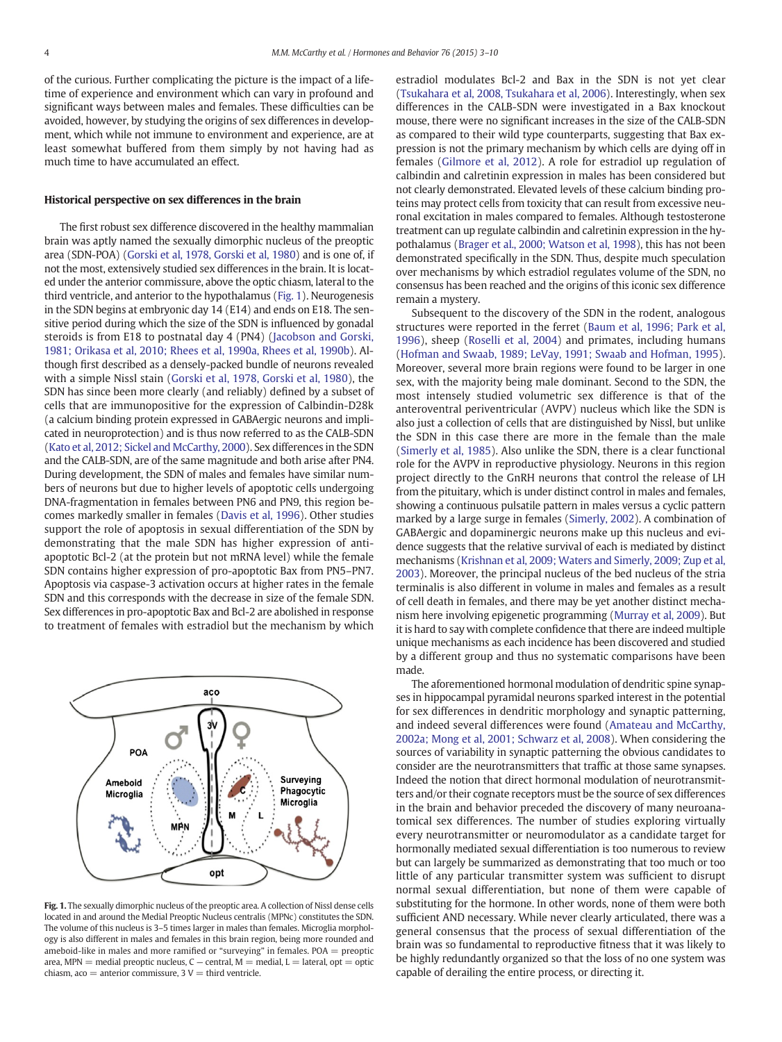of the curious. Further complicating the picture is the impact of a lifetime of experience and environment which can vary in profound and significant ways between males and females. These difficulties can be avoided, however, by studying the origins of sex differences in development, which while not immune to environment and experience, are at least somewhat buffered from them simply by not having had as much time to have accumulated an effect.

## Historical perspective on sex differences in the brain

The first robust sex difference discovered in the healthy mammalian brain was aptly named the sexually dimorphic nucleus of the preoptic area (SDN-POA) (Gorski et al, 1978, Gorski et al, 1980) and is one of, if not the most, extensively studied sex differences in the brain. It is located under the anterior commissure, above the optic chiasm, lateral to the third ventricle, and anterior to the hypothalamus (Fig. 1). Neurogenesis in the SDN begins at embryonic day 14 (E14) and ends on E18. The sensitive period during which the size of the SDN is influenced by gonadal steroids is from E18 to postnatal day 4 (PN4) (Jacobson and Gorski, 1981; Orikasa et al, 2010; Rhees et al, 1990a, Rhees et al, 1990b). Although first described as a densely-packed bundle of neurons revealed with a simple Nissl stain (Gorski et al, 1978, Gorski et al, 1980), the SDN has since been more clearly (and reliably) defined by a subset of cells that are immunopositive for the expression of Calbindin-D28k (a calcium binding protein expressed in GABAergic neurons and implicated in neuroprotection) and is thus now referred to as the CALB-SDN (Kato et al, 2012; Sickel and McCarthy, 2000). Sex differences in the SDN and the CALB-SDN, are of the same magnitude and both arise after PN4. During development, the SDN of males and females have similar numbers of neurons but due to higher levels of apoptotic cells undergoing DNA-fragmentation in females between PN6 and PN9, this region becomes markedly smaller in females (Davis et al, 1996). Other studies support the role of apoptosis in sexual differentiation of the SDN by demonstrating that the male SDN has higher expression of anti-apoptotic Bcl-2 (at the protein but not mRNA level) while the female SDN contains higher expression of pro-apoptotic Bax from PN5–PN7. Apoptosis via caspase-3 activation occurs at higher rates in the female SDN and this corresponds with the decrease in size of the female SDN. Sex differences in pro-apoptotic Bax and Bcl-2 are abolished in response to treatment of females with estradiol but the mechanism by which estradiol modulates Bcl-2 and Bax in the SDN is not yet clear (Tsukahara et al, 2008, Tsukahara et al, 2006). Interestingly, when sex differences in the CALB-SDN were investigated in a Bax knockout mouse, there were no significant increases in the size of the CALB-SDN as compared to their wild type counterparts, suggesting that Bax expression is not the primary mechanism by which cells are dying off in females (Gilmore et al, 2012). A role for estradiol up regulation of calbindin and calretinin expression in males has been considered but not clearly demonstrated. Elevated levels of these calcium binding proteins may protect cells from toxicity that can result from excessive neuronal excitation in males compared to females. Although testosterone treatment can up regulate calbindin and calretinin expression in the hypothalamus (Brager et al., 2000; Watson et al, 1998), this has not been demonstrated specifically in the SDN. Thus, despite much speculation over mechanisms by which estradiol regulates volume of the SDN, no consensus has been reached and the origins of this iconic sex difference remain a mystery.

Fig. 1. The sexually dimorphic nucleus of the preoptic area. A collection of Nissl dense cells located in and around the Medial Preoptic Nucleus centralis (MPNc) constitutes the SDN. The volume of this nucleus is 3–5 times larger in males than females. Microglia morphology is also different in males and females in this brain region, being more rounded and ameboid-like in males and more ramified or "surveying" in females. POA = preoptic area, MPN = medial preoptic nucleus, C — central, M = medial, L = lateral, opt = optic chiasm, aco = anterior commissure, 3 V = third ventricle.

Subsequent to the discovery of the SDN in the rodent, analogous structures were reported in the ferret (Baum et al, 1996; Park et al, 1996), sheep (Roselli et al, 2004) and primates, including humans (Hofman and Swaab, 1989; LeVay, 1991; Swaab and Hofman, 1995). Moreover, several more brain regions were found to be larger in one sex, with the majority being male dominant. Second to the SDN, the most intensely studied volumetric sex difference is that of the anteroventral periventricular (AVPV) nucleus which like the SDN is also just a collection of cells that are distinguished by Nissl, but unlike the SDN in this case there are more in the female than the male (Simerly et al, 1985). Also unlike the SDN, there is a clear functional role for the AVPV in reproductive physiology. Neurons in this region project directly to the GnRH neurons that control the release of LH from the pituitary, which is under distinct control in males and females, showing a continuous pulsatile pattern in males versus a cyclic pattern marked by a large surge in females (Simerly, 2002). A combination of GABAergic and dopaminergic neurons make up this nucleus and evidence suggests that the relative survival of each is mediated by distinct mechanisms (Krishnan et al, 2009; Waters and Simerly, 2009; Zup et al, 2003). Moreover, the principal nucleus of the bed nucleus of the stria terminalis is also different in volume in males and females as a result of cell death in females, and there may be yet another distinct mechanism here involving epigenetic programming (Murray et al, 2009). But it is hard to say with complete confidence that there are indeed multiple unique mechanisms as each incidence has been discovered and studied by a different group and thus no systematic comparisons have been made.

The aforementioned hormonal modulation of dendritic spine synapses in hippocampal pyramidal neurons sparked interest in the potential for sex differences in dendritic morphology and synaptic patterning, and indeed several differences were found (Amateau and McCarthy, 2002a; Mong et al, 2001; Schwarz et al, 2008). When considering the sources of variability in synaptic patterning the obvious candidates to consider are the neurotransmitters that traffic at those same synapses. Indeed the notion that direct hormonal modulation of neurotransmitters and/or their cognate receptors must be the source of sex differences in the brain and behavior preceded the discovery of many neuroanatomical sex differences. The number of studies exploring virtually every neurotransmitter or neuromodulator as a candidate target for hormonally mediated sexual differentiation is too numerous to review but can largely be summarized as demonstrating that too much or too little of any particular transmitter system was sufficient to disrupt normal sexual differentiation, but none of them were capable of substituting for the hormone. In other words, none of them were both sufficient AND necessary. While never clearly articulated, there was a general consensus that the process of sexual differentiation of the brain was so fundamental to reproductive fitness that it was likely to be highly redundantly organized so that the loss of no one system was capable of derailing the entire process, or directing it.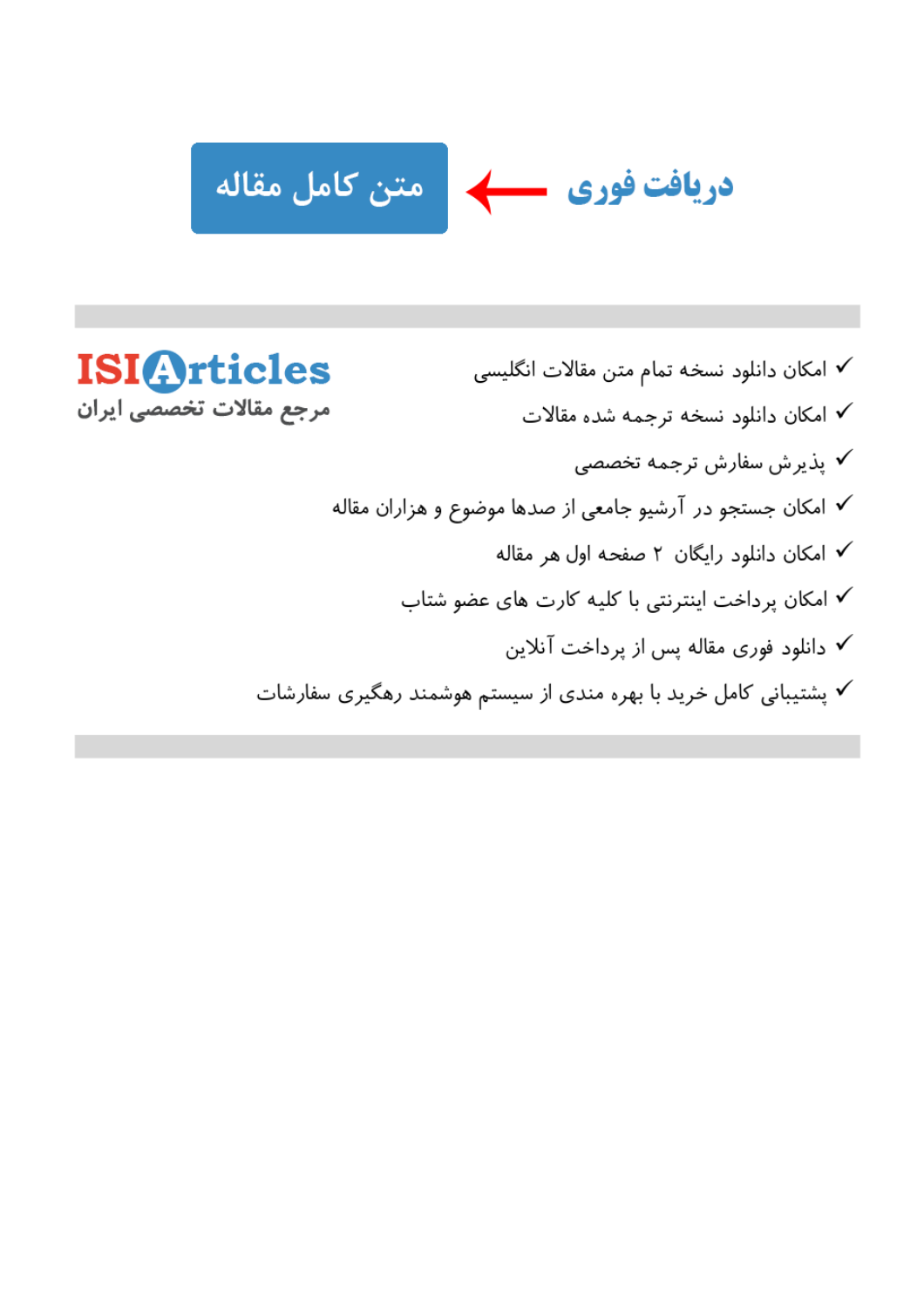دریافت فوری ← **متن کامل مقاله**

**ISIArticles**
مرجع مقالات تخصصی ایران

- ✓ امکان دانلود نسخه تمام متن مقالات انگلیسی
- ✓ امکان دانلود نسخه ترجمه شده مقالات
- ✓ پذیرش سفارش ترجمه تخصصی
- ✓ امکان جستجو در آرشیو جامعی از صدها موضوع و هزاران مقاله
- ✓ امکان دانلود رایگان ۲ صفحه اول هر مقاله
- ✓ امکان پرداخت اینترنتی با کلیه کارت های عضو شتاب
- ✓ دانلود فوری مقاله پس از پرداخت آنلاین
- ✓ پشتیبانی کامل خرید با بهره مندی از سیستم هوشمند رهگیری سفارشات